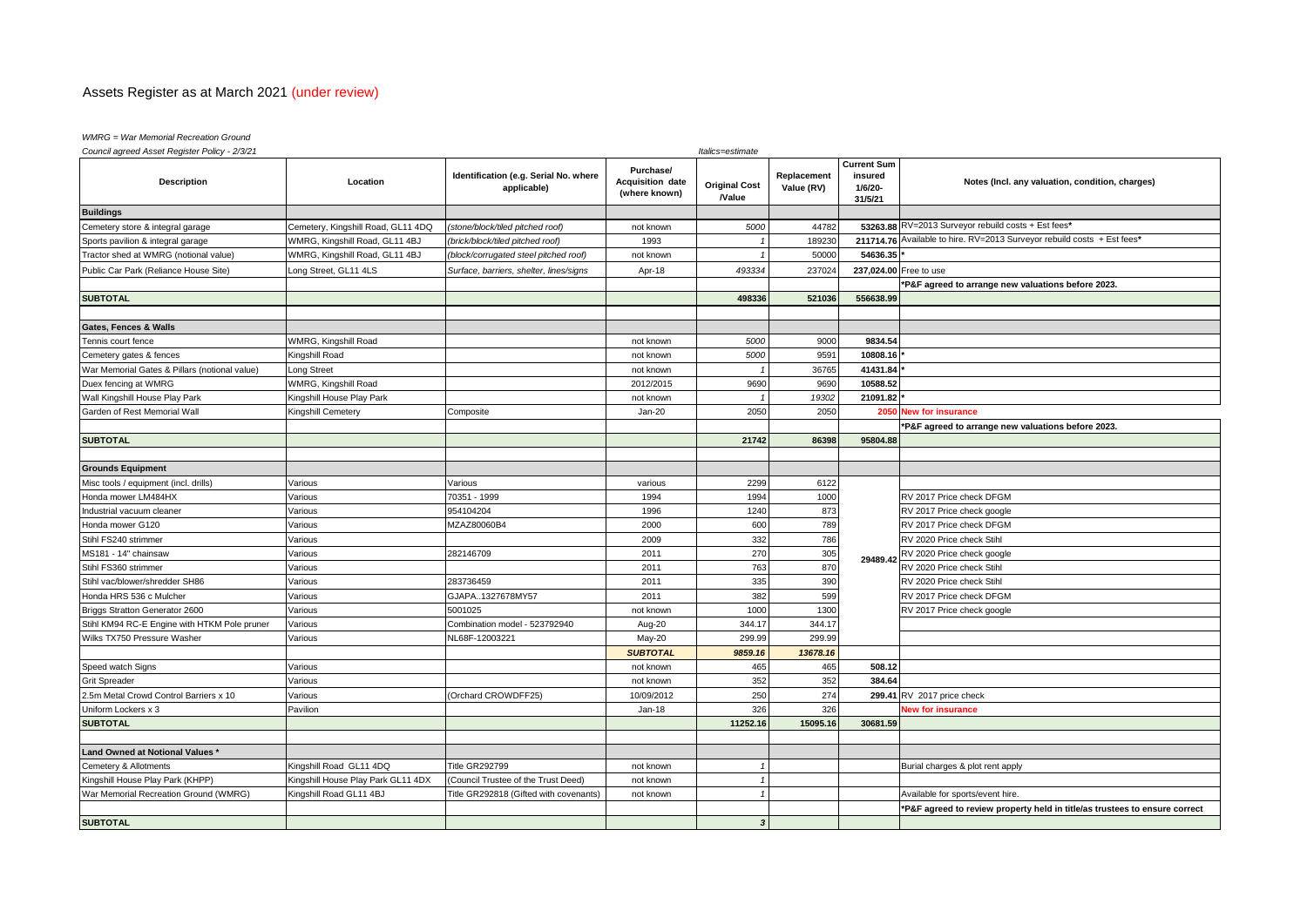# Assets Register as at March 2021 (under review)

*WMRG = War Memorial Recreation Ground*

*Council agreed Asset Register Policy - 2/3/21*

*Italics=estimate*

| Description | Location | Identification (e.g. Serial No. where applicable) | Purchase/ Acquisition date (where known) | Original Cost /Value | Replacement Value (RV) | Current Sum insured 1/6/20-31/5/21 | Notes (Incl. any valuation, condition, charges) |
|---|---|---|---|---|---|---|---|
| **Buildings** | | | | | | | |
| Cemetery store & integral garage | Cemetery, Kingshill Road, GL11 4DQ | *(stone/block/tiled pitched roof)* | not known | *5000* | 44782 | **53263.88** | RV=2013 Surveyor rebuild costs + Est fees* |
| Sports pavilion & integral garage | WMRG, Kingshill Road, GL11 4BJ | *(brick/block/tiled pitched roof)* | 1993 | *1* | 189230 | **211714.76** | Available to hire. RV=2013 Surveyor rebuild costs + Est fees* |
| Tractor shed at WMRG (notional value) | WMRG, Kingshill Road, GL11 4BJ | *(block/corrugated steel pitched roof)* | not known | *1* | 50000 | **54636.35** | * |
| Public Car Park (Reliance House Site) | Long Street, GL11 4LS | *Surface, barriers, shelter, lines/signs* | Apr-18 | *493334* | 237024 | **237,024.00** | Free to use |
| | | | | | | | ***P&F agreed to arrange new valuations before 2023.** |
| **SUBTOTAL** | | | | **498336** | **521036** | **556638.99** | |
| | | | | | | | |
| **Gates, Fences & Walls** | | | | | | | |
| Tennis court fence | WMRG, Kingshill Road | | not known | *5000* | 9000 | **9834.54** | |
| Cemetery gates & fences | Kingshill Road | | not known | *5000* | 9591 | **10808.16** | * |
| War Memorial Gates & Pillars (notional value) | Long Street | | not known | *1* | 36765 | **41431.84** | * |
| Duex fencing at WMRG | WMRG, Kingshill Road | | 2012/2015 | 9690 | 9690 | **10588.52** | |
| Wall Kingshill House Play Park | Kingshill House Play Park | | not known | *1* | *19302* | **21091.82** | * |
| Garden of Rest Memorial Wall | Kingshill Cemetery | Composite | Jan-20 | 2050 | 2050 | **2050** | **New for insurance** |
| | | | | | | | ***P&F agreed to arrange new valuations before 2023.** |
| **SUBTOTAL** | | | | **21742** | **86398** | **95804.88** | |
| | | | | | | | |
| **Grounds Equipment** | | | | | | | |
| Misc tools / equipment (incl. drills) | Various | Various | various | 2299 | 6122 | | |
| Honda mower LM484HX | Various | 70351 - 1999 | 1994 | 1994 | 1000 | | RV 2017 Price check DFGM |
| Industrial vacuum cleaner | Various | 954104204 | 1996 | 1240 | 873 | | RV 2017 Price check google |
| Honda mower G120 | Various | MZAZ80060B4 | 2000 | 600 | 789 | | RV 2017 Price check DFGM |
| Stihl FS240 strimmer | Various | | 2009 | 332 | 786 | | RV 2020 Price check Stihl |
| MS181 - 14" chainsaw | Various | 282146709 | 2011 | 270 | 305 | **29489.42** | RV 2020 Price check google |
| Stihl FS360 strimmer | Various | | 2011 | 763 | 870 | | RV 2020 Price check Stihl |
| Stihl vac/blower/shredder SH86 | Various | 283736459 | 2011 | 335 | 390 | | RV 2020 Price check Stihl |
| Honda HRS 536 c Mulcher | Various | GJAPA..1327678MY57 | 2011 | 382 | 599 | | RV 2017 Price check DFGM |
| Briggs Stratton Generator 2600 | Various | 5001025 | not known | 1000 | 1300 | | RV 2017 Price check google |
| Stihl KM94 RC-E Engine with HTKM Pole pruner | Various | Combination model - 523792940 | Aug-20 | 344.17 | 344.17 | | |
| Wilks TX750 Pressure Washer | Various | NL68F-12003221 | May-20 | 299.99 | 299.99 | | |
| | | | ***SUBTOTAL*** | ***9859.16*** | ***13678.16*** | | |
| Speed watch Signs | Various | | not known | 465 | 465 | **508.12** | |
| Grit Spreader | Various | | not known | 352 | 352 | **384.64** | |
| 2.5m Metal Crowd Control Barriers x 10 | Various | (Orchard CROWDFF25) | 10/09/2012 | 250 | 274 | **299.41** | RV 2017 price check |
| Uniform Lockers x 3 | Pavilion | | Jan-18 | 326 | 326 | | **New for insurance** |
| **SUBTOTAL** | | | | **11252.16** | **15095.16** | **30681.59** | |
| | | | | | | | |
| **Land Owned at Notional Values *** | | | | | | | |
| Cemetery & Allotments | Kingshill Road GL11 4DQ | Title GR292799 | not known | *1* | | | Burial charges & plot rent apply |
| Kingshill House Play Park (KHPP) | Kingshill House Play Park GL11 4DX | (Council Trustee of the Trust Deed) | not known | *1* | | | |
| War Memorial Recreation Ground (WMRG) | Kingshill Road GL11 4BJ | Title GR292818 (Gifted with covenants) | not known | *1* | | | Available for sports/event hire. |
| | | | | | | | ***P&F agreed to review property held in title/as trustees to ensure correct** |
| **SUBTOTAL** | | | | ***3*** | | | |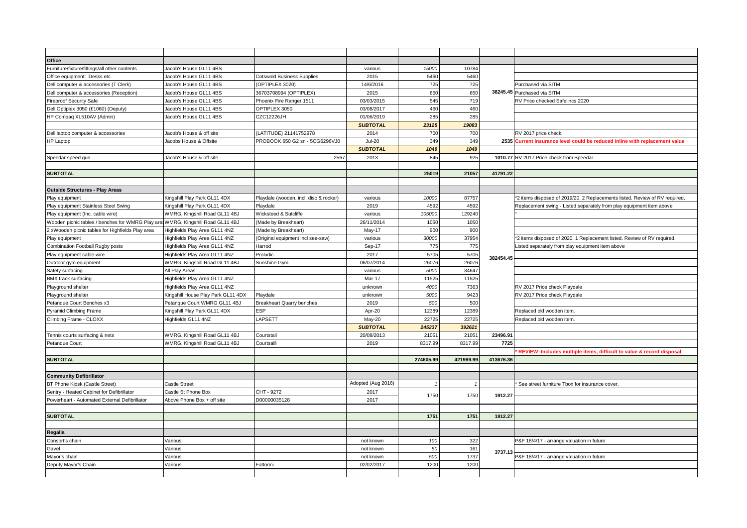| | | | | | | | |
|---|---|---|---|---|---|---|---|
| **Office** | | | | | | | |
| Furniture/fixture/fittings/all other contents | Jacob's House GL11 4BS | | various | *15000* | 10784 | | |
| Office equipment: Desks etc | Jacob's House GL11 4BS | Cotswold Business Supplies | 2015 | 5460 | 5460 | | |
| Dell computer & accessories (T Clerk) | Jacob's House GL11 4BS | (OPTIPLEX 3020) | 14/6/2016 | 725 | 725 | | Purchased via SITM |
| Dell computer & accessories (Reception) | Jacob's House GL11 4BS | 36703708994 (OPTIPLEX) | 2015 | 650 | 650 | **38245.45** | Purchased via SITM |
| Fireproof Security Safe | Jacob's House GL11 4BS | Phoenix Fire Ranger 1511 | 03/03/2015 | 545 | 719 | | RV Price checked Safelincs 2020 |
| Dell Optiplex 3050 (£1060) (Deputy) | Jacob's House GL11 4BS | OPTIPLEX 3050 | 03/08/2017 | 460 | 460 | | |
| HP Compaq XL510AV (Admin) | Jacob's House GL11 4BS | CZC12226JH | 01/06/2019 | 285 | 285 | | |
| | | | ***SUBTOTAL*** | ***23125*** | ***19083*** | | |
| Dell laptop computer & accessories | Jacob's House & off site | (LATITUDE) 21141752978 | 2014 | 700 | 700 | | RV 2017 price check. |
| HP Laptop | Jacobs House & Offsite | PROBOOK 650 G2 sn - 5CG6296VJ0 | Jul-20 | 349 | 349 | **2535** | **Current insurance level could be reduced inline with replacement value** |
| | | | ***SUBTOTAL*** | ***1049*** | ***1049*** | | |
| Speedar speed gun | Jacob's House & off site | 2567 | 2013 | 845 | 925 | **1010.77** | RV 2017 Price check from Speedar |
| | | | | | | | |
| **SUBTOTAL** | | | | **25019** | **21057** | **41791.22** | |
| | | | | | | | |
| **Outside Structures - Play Areas** | | | | | | | |
| Play equipment | Kingshill Play Park GL11 4DX | Playdale (wooden, incl. disc & rocker) | various | *10000* | 87757 | | *2 items disposed of 2019/20. 2 Replacements listed. Review of RV required. |
| Play equipment Stainless Steel Swing | Kingshill Play Park GL11 4DX | Playdale | 2019 | 4592 | 4592 | | Replacement swing - Listed separately from play equipment item above |
| Play equipment (Inc. cable wire) | WMRG, Kingshill Road GL11 4BJ | Wicksteed & Sutcliffe | various | *105000* | 129240 | | * |
| Wooden picnic tables / benches for WMRG Play area | WMRG, Kingshill Road GL11 4BJ | (Made by Breakheart) | 26/11/2014 | 1050 | 1050 | | |
| 2 xWooden picnic tables for Highfields Play area | Highfields Play Area GL11 4NZ | (Made by Breakheart) | May-17 | 900 | 900 | | |
| Play equipment | Highfields Play Area GL11 4NZ | (Original equipment incl see-saw) | various | *30000* | 37954 | | *2 items disposed of 2020. 1 Replacement listed. Review of RV required. |
| Combination Football Rugby posts | Highfields Play Area GL11 4NZ | Harrod | Sep-17 | 775 | 775 | | Listed separately from play equipment item above |
| Play equipment cable wire | Highfields Play Area GL11 4NZ | Proludic | 2017 | 5705 | 5705 | **382454.45** | |
| Outdoor gym equipment | WMRG, Kingshill Road GL11 4BJ | Sunshine Gym | 06/07/2014 | 26076 | 26076 | | |
| Safety surfacing | All Play Areas | | various | *5000* | 34647 | | |
| BMX track surfacing | Highfields Play Area GL11 4NZ | | Mar-17 | 11525 | 11525 | | |
| Playground shelter | Highfields Play Area GL11 4NZ | | unknown | *4000* | 7363 | | RV 2017 Price check Playdale |
| Playground shelter | Kingshill House Play Park GL11 4DX | Playdale | unknown | *5000* | 9423 | | RV 2017 Price check Playdale |
| Petanque Court Benches x3 | Petanque Court WMRG GL11 4BJ | Breakheart Quarry benches | 2019 | 500 | 500 | | |
| Pyramid Climbing Frame | Kingshill Play Park GL11 4DX | ESP | Apr-20 | 12389 | 12389 | | Replaced old wooden item. |
| Climbing Frame - CLOXX | Highfields GL11 4NZ | LAPSETT | May-20 | 22725 | 22725 | | Replaced old wooden item. |
| | | | ***SUBTOTAL*** | ***245237*** | ***392621*** | | |
| Tennis courts surfacing & nets | WMRG, Kingshill Road GL11 4BJ | Courtstall | 20/08/2013 | 21051 | 21051 | **23496.91** | |
| Petanque Court | WMRG, Kingshill Road GL11 4BJ | Courtsalll | 2019 | 8317.99 | 8317.99 | **7725** | |
| | | | | | | | * **REVIEW -Includes multiple items, difficult to value & record disposal** |
| **SUBTOTAL** | | | | **274605.99** | **421989.99** | **413676.36** | |
| | | | | | | | |
| **Community Defibrillator** | | | | | | | |
| BT Phone Kiosk (Castle Street) | Castle Street | | Adopted (Aug 2016) | *1* | *1* | | * See street furniture Tbox for insurance cover. |
| Sentry - Heated Cabinet for Defibrillator | Castle St Phone Box | CHT - 9272 | 2017 | 1750 | 1750 | **1912.27** | |
| Powerheart - Automated External Defibrillator | Above Phone Box + off site | D00000035128 | 2017 | | | | |
| | | | | | | | |
| **SUBTOTAL** | | | | **1751** | **1751** | **1912.27** | |
| | | | | | | | |
| **Regalia** | | | | | | | |
| Consort's chain | Various | | not known | *100* | 322 | | P&F 18/4/17 - arrange valuation in future |
| Gavel | Various | | not known | *50* | 161 | **3737.13** | |
| Mayor's chain | Various | | not known | *500* | 1737 | | P&F 18/4/17 - arrange valuation in future |
| Deputy Mayor's Chain | Various | Fattorini | 02/02/2017 | 1200 | 1200 | | |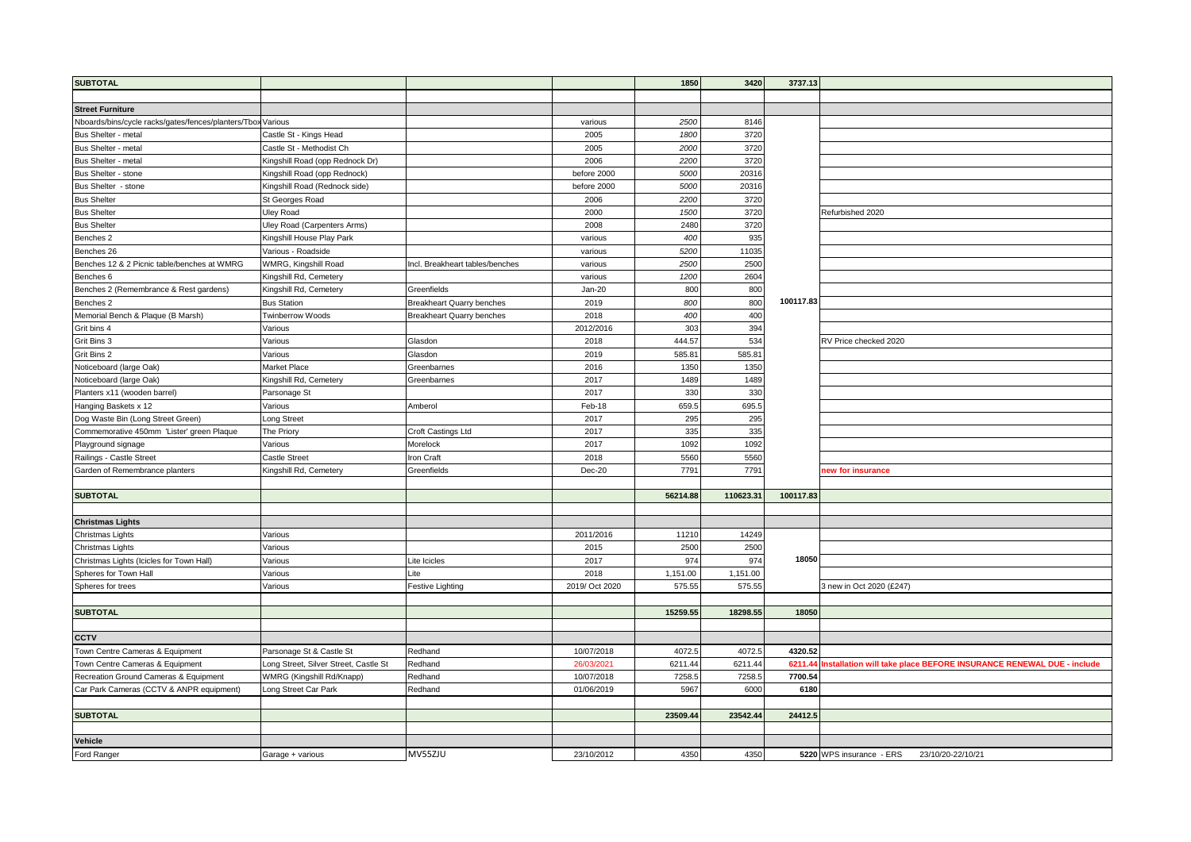| SUBTOTAL | | | | 1850 | 3420 | 3737.13 | |
|---|---|---|---|---|---|---|---|
| | | | | | | | |
| **Street Furniture** | | | | | | | |
| Nboards/bins/cycle racks/gates/fences/planters/Tbox | Various | | various | *2500* | 8146 | | |
| Bus Shelter - metal | Castle St - Kings Head | | 2005 | *1800* | 3720 | | |
| Bus Shelter - metal | Castle St - Methodist Ch | | 2005 | *2000* | 3720 | | |
| Bus Shelter - metal | Kingshill Road (opp Rednock Dr) | | 2006 | *2200* | 3720 | | |
| Bus Shelter - stone | Kingshill Road (opp Rednock) | | before 2000 | *5000* | 20316 | | |
| Bus Shelter - stone | Kingshill Road (Rednock side) | | before 2000 | *5000* | 20316 | | |
| Bus Shelter | St Georges Road | | 2006 | *2200* | 3720 | | |
| Bus Shelter | Uley Road | | 2000 | *1500* | 3720 | | Refurbished 2020 |
| Bus Shelter | Uley Road (Carpenters Arms) | | 2008 | *2480* | 3720 | | |
| Benches 2 | Kingshill House Play Park | | various | *400* | 935 | | |
| Benches 26 | Various - Roadside | | various | *5200* | 11035 | | |
| Benches 12 & 2 Picnic table/benches at WMRG | WMRG, Kingshill Road | Incl. Breakheart tables/benches | various | *2500* | 2500 | | |
| Benches 6 | Kingshill Rd, Cemetery | | various | *1200* | 2604 | | |
| Benches 2 (Remembrance & Rest gardens) | Kingshill Rd, Cemetery | Greenfields | Jan-20 | 800 | 800 | | |
| Benches 2 | Bus Station | Breakheart Quarry benches | 2019 | *800* | 800 | 100117.83 | |
| Memorial Bench & Plaque (B Marsh) | Twinberrow Woods | Breakheart Quarry benches | 2018 | *400* | 400 | | |
| Grit bins 4 | Various | | 2012/2016 | 303 | 394 | | |
| Grit Bins 3 | Various | Glasdon | 2018 | 444.57 | 534 | | RV Price checked 2020 |
| Grit Bins 2 | Various | Glasdon | 2019 | 585.81 | 585.81 | | |
| Noticeboard (large Oak) | Market Place | Greenbarnes | 2016 | 1350 | 1350 | | |
| Noticeboard (large Oak) | Kingshill Rd, Cemetery | Greenbarnes | 2017 | 1489 | 1489 | | |
| Planters x11 (wooden barrel) | Parsonage St | | 2017 | 330 | 330 | | |
| Hanging Baskets x 12 | Various | Amberol | Feb-18 | 659.5 | 695.5 | | |
| Dog Waste Bin (Long Street Green) | Long Street | | 2017 | 295 | 295 | | |
| Commemorative 450mm 'Lister' green Plaque | The Priory | Croft Castings Ltd | 2017 | 335 | 335 | | |
| Playground signage | Various | Morelock | 2017 | 1092 | 1092 | | |
| Railings - Castle Street | Castle Street | Iron Craft | 2018 | 5560 | 5560 | | |
| Garden of Remembrance planters | Kingshill Rd, Cemetery | Greenfields | Dec-20 | 7791 | 7791 | | **new for insurance** |
| | | | | | | | |
| **SUBTOTAL** | | | | **56214.88** | **110623.31** | **100117.83** | |
| | | | | | | | |
| **Christmas Lights** | | | | | | | |
| Christmas Lights | Various | | 2011/2016 | 11210 | 14249 | | |
| Christmas Lights | Various | | 2015 | 2500 | 2500 | | |
| Christmas Lights (Icicles for Town Hall) | Various | Lite Icicles | 2017 | 974 | 974 | 18050 | |
| Spheres for Town Hall | Various | Lite | 2018 | 1,151.00 | 1,151.00 | | |
| Spheres for trees | Various | Festive Lighting | 2019/ Oct 2020 | 575.55 | 575.55 | | 3 new in Oct 2020 (£247) |
| | | | | | | | |
| **SUBTOTAL** | | | | **15259.55** | **18298.55** | **18050** | |
| | | | | | | | |
| **CCTV** | | | | | | | |
| Town Centre Cameras & Equipment | Parsonage St & Castle St | Redhand | 10/07/2018 | 4072.5 | 4072.5 | **4320.52** | |
| Town Centre Cameras & Equipment | Long Street, Silver Street, Castle St | Redhand | 26/03/2021 | 6211.44 | 6211.44 | **6211.44** | **Installation will take place BEFORE INSURANCE RENEWAL DUE - include** |
| Recreation Ground Cameras & Equipment | WMRG (Kingshill Rd/Knapp) | Redhand | 10/07/2018 | 7258.5 | 7258.5 | **7700.54** | |
| Car Park Cameras (CCTV & ANPR equipment) | Long Street Car Park | Redhand | 01/06/2019 | 5967 | 6000 | **6180** | |
| | | | | | | | |
| **SUBTOTAL** | | | | **23509.44** | **23542.44** | **24412.5** | |
| | | | | | | | |
| **Vehicle** | | | | | | | |
| Ford Ranger | Garage + various | MV55ZJU | 23/10/2012 | 4350 | 4350 | **5220** | WPS insurance - ERS 23/10/20-22/10/21 |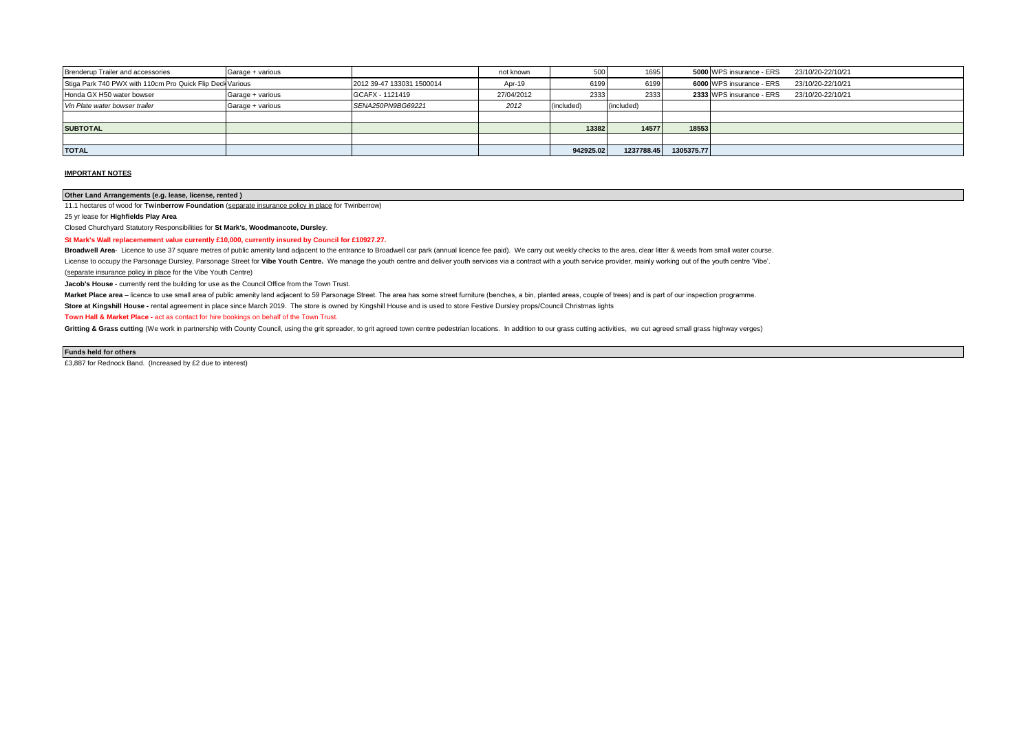| | | | | | | | | |
|---|---|---|---|---|---|---|---|---|
| Brenderup Trailer and accessories | Garage + various | | not known | 500 | 1695 | **5000** | WPS insurance - ERS | 23/10/20-22/10/21 |
| Stiga Park 740 PWX with 110cm Pro Quick Flip Deck | Various | 2012 39-47 133031 1500014 | Apr-19 | 6199 | 6199 | **6000** | WPS insurance - ERS | 23/10/20-22/10/21 |
| Honda GX H50 water bowser | Garage + various | GCAFX - 1121419 | 27/04/2012 | 2333 | 2333 | **2333** | WPS insurance - ERS | 23/10/20-22/10/21 |
| *Vin Plate water bowser trailer* | *Garage + various* | *SENA250PN9BG69221* | *2012* | (included) | (included) | | | |
| | | | | | | | | |
| **SUBTOTAL** | | | | **13382** | **14577** | **18553** | | |
| | | | | | | | | |
| **TOTAL** | | | | **942925.02** | **1237788.45** | **1305375.77** | | |

**IMPORTANT NOTES**

**Other Land Arrangements (e.g. lease, license, rented )**

11.1 hectares of wood for **Twinberrow Foundation** (separate insurance policy in place for Twinberrow)

25 yr lease for **Highfields Play Area**

Closed Churchyard Statutory Responsibilities for **St Mark's, Woodmancote, Dursley**.

**St Mark's Wall replacemement value currently £10,000, currently insured by Council for £10927.27.**

**Broadwell Area**- Licence to use 37 square metres of public amenity land adjacent to the entrance to Broadwell car park (annual licence fee paid). We carry out weekly checks to the area, clear litter & weeds from small water course.

License to occupy the Parsonage Dursley, Parsonage Street for **Vibe Youth Centre.** We manage the youth centre and deliver youth services via a contract with a youth service provider, mainly working out of the youth centre 'Vibe'.

(separate insurance policy in place for the Vibe Youth Centre)

**Jacob's House** - currently rent the building for use as the Council Office from the Town Trust.

**Market Place area** – licence to use small area of public amenity land adjacent to 59 Parsonage Street. The area has some street furniture (benches, a bin, planted areas, couple of trees) and is part of our inspection programme.

**Store at Kingshill House -** rental agreement in place since March 2019. The store is owned by Kingshill House and is used to store Festive Dursley props/Council Christmas lights

**Town Hall & Market Place** - act as contact for hire bookings on behalf of the Town Trust.

**Gritting & Grass cutting** (We work in partnership with County Council, using the grit spreader, to grit agreed town centre pedestrian locations. In addition to our grass cutting activities, we cut agreed small grass highway verges)

**Funds held for others**

£3,887 for Rednock Band. (Increased by £2 due to interest)